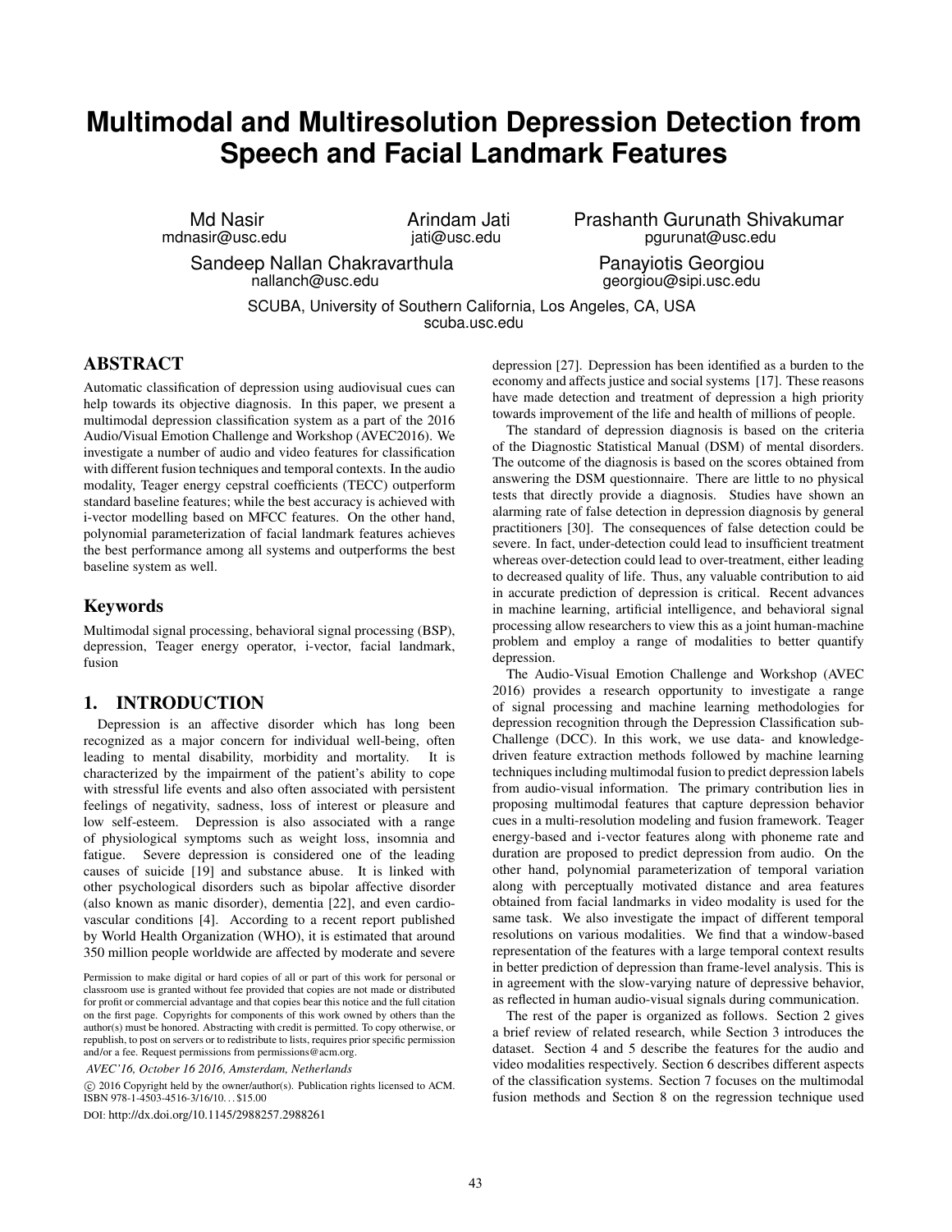# Multimodal and Multiresolution Depression Detection from Speech and Facial Landmark Features

Md Nasir
mdnasir@usc.edu

Arindam Jati
jati@usc.edu

Prashanth Gurunath Shivakumar
pgurunat@usc.edu

Sandeep Nallan Chakravarthula
nallanch@usc.edu

Panayiotis Georgiou
georgiou@sipi.usc.edu

SCUBA, University of Southern California, Los Angeles, CA, USA
scuba.usc.edu

## ABSTRACT

Automatic classification of depression using audiovisual cues can help towards its objective diagnosis. In this paper, we present a multimodal depression classification system as a part of the 2016 Audio/Visual Emotion Challenge and Workshop (AVEC2016). We investigate a number of audio and video features for classification with different fusion techniques and temporal contexts. In the audio modality, Teager energy cepstral coefficients (TECC) outperform standard baseline features; while the best accuracy is achieved with i-vector modelling based on MFCC features. On the other hand, polynomial parameterization of facial landmark features achieves the best performance among all systems and outperforms the best baseline system as well.

## Keywords

Multimodal signal processing, behavioral signal processing (BSP), depression, Teager energy operator, i-vector, facial landmark, fusion

## 1. INTRODUCTION

Depression is an affective disorder which has long been recognized as a major concern for individual well-being, often leading to mental disability, morbidity and mortality. It is characterized by the impairment of the patient's ability to cope with stressful life events and also often associated with persistent feelings of negativity, sadness, loss of interest or pleasure and low self-esteem. Depression is also associated with a range of physiological symptoms such as weight loss, insomnia and fatigue. Severe depression is considered one of the leading causes of suicide [19] and substance abuse. It is linked with other psychological disorders such as bipolar affective disorder (also known as manic disorder), dementia [22], and even cardio-vascular conditions [4]. According to a recent report published by World Health Organization (WHO), it is estimated that around 350 million people worldwide are affected by moderate and severe depression [27]. Depression has been identified as a burden to the economy and affects justice and social systems [17]. These reasons have made detection and treatment of depression a high priority towards improvement of the life and health of millions of people.

The standard of depression diagnosis is based on the criteria of the Diagnostic Statistical Manual (DSM) of mental disorders. The outcome of the diagnosis is based on the scores obtained from answering the DSM questionnaire. There are little to no physical tests that directly provide a diagnosis. Studies have shown an alarming rate of false detection in depression diagnosis by general practitioners [30]. The consequences of false detection could be severe. In fact, under-detection could lead to insufficient treatment whereas over-detection could lead to over-treatment, either leading to decreased quality of life. Thus, any valuable contribution to aid in accurate prediction of depression is critical. Recent advances in machine learning, artificial intelligence, and behavioral signal processing allow researchers to view this as a joint human-machine problem and employ a range of modalities to better quantify depression.

The Audio-Visual Emotion Challenge and Workshop (AVEC 2016) provides a research opportunity to investigate a range of signal processing and machine learning methodologies for depression recognition through the Depression Classification sub-Challenge (DCC). In this work, we use data- and knowledge-driven feature extraction methods followed by machine learning techniques including multimodal fusion to predict depression labels from audio-visual information. The primary contribution lies in proposing multimodal features that capture depression behavior cues in a multi-resolution modeling and fusion framework. Teager energy-based and i-vector features along with phoneme rate and duration are proposed to predict depression from audio. On the other hand, polynomial parameterization of temporal variation along with perceptually motivated distance and area features obtained from facial landmarks in video modality is used for the same task. We also investigate the impact of different temporal resolutions on various modalities. We find that a window-based representation of the features with a large temporal context results in better prediction of depression than frame-level analysis. This is in agreement with the slow-varying nature of depressive behavior, as reflected in human audio-visual signals during communication.

The rest of the paper is organized as follows. Section 2 gives a brief review of related research, while Section 3 introduces the dataset. Section 4 and 5 describe the features for the audio and video modalities respectively. Section 6 describes different aspects of the classification systems. Section 7 focuses on the multimodal fusion methods and Section 8 on the regression technique used

Permission to make digital or hard copies of all or part of this work for personal or classroom use is granted without fee provided that copies are not made or distributed for profit or commercial advantage and that copies bear this notice and the full citation on the first page. Copyrights for components of this work owned by others than the author(s) must be honored. Abstracting with credit is permitted. To copy otherwise, or republish, to post on servers or to redistribute to lists, requires prior specific permission and/or a fee. Request permissions from permissions@acm.org.

*AVEC'16, October 16 2016, Amsterdam, Netherlands*

© 2016 Copyright held by the owner/author(s). Publication rights licensed to ACM. ISBN 978-1-4503-4516-3/16/10...$15.00

DOI: http://dx.doi.org/10.1145/2988257.2988261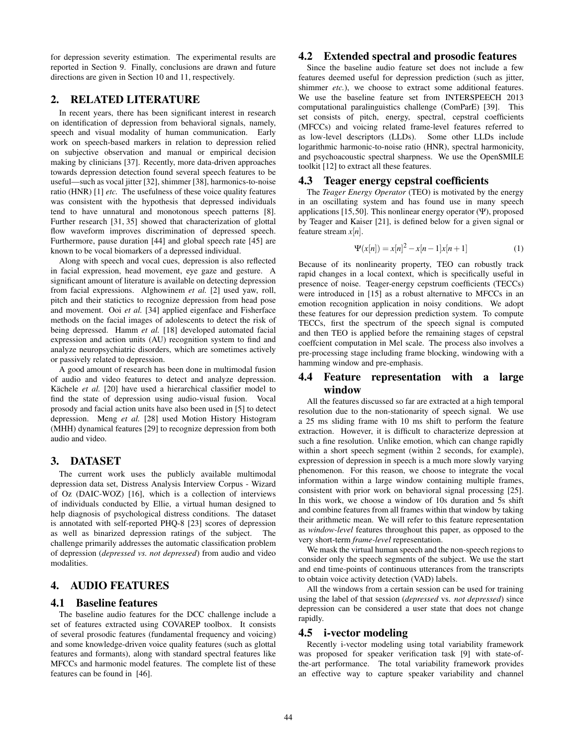for depression severity estimation. The experimental results are reported in Section 9. Finally, conclusions are drawn and future directions are given in Section 10 and 11, respectively.

## 2. RELATED LITERATURE

In recent years, there has been significant interest in research on identification of depression from behavioral signals, namely, speech and visual modality of human communication. Early work on speech-based markers in relation to depression relied on subjective observation and manual or empirical decision making by clinicians [37]. Recently, more data-driven approaches towards depression detection found several speech features to be useful—such as vocal jitter [32], shimmer [38], harmonics-to-noise ratio (HNR) [1] *etc.* The usefulness of these voice quality features was consistent with the hypothesis that depressed individuals tend to have unnatural and monotonous speech patterns [8]. Further research [31, 35] showed that characterization of glottal flow waveform improves discrimination of depressed speech. Furthermore, pause duration [44] and global speech rate [45] are known to be vocal biomarkers of a depressed individual.

Along with speech and vocal cues, depression is also reflected in facial expression, head movement, eye gaze and gesture. A significant amount of literature is available on detecting depression from facial expressions. Alghowinem *et al.* [2] used yaw, roll, pitch and their statictics to recognize depression from head pose and movement. Ooi *et al.* [34] applied eigenface and Fisherface methods on the facial images of adolescents to detect the risk of being depressed. Hamm *et al.* [18] developed automated facial expression and action units (AU) recognition system to find and analyze neuropsychiatric disorders, which are sometimes actively or passively related to depression.

A good amount of research has been done in multimodal fusion of audio and video features to detect and analyze depression. Kächele *et al.* [20] have used a hierarchical classifier model to find the state of depression using audio-visual fusion. Vocal prosody and facial action units have also been used in [5] to detect depression. Meng *et al.* [28] used Motion History Histogram (MHH) dynamical features [29] to recognize depression from both audio and video.

## 3. DATASET

The current work uses the publicly available multimodal depression data set, Distress Analysis Interview Corpus - Wizard of Oz (DAIC-WOZ) [16], which is a collection of interviews of individuals conducted by Ellie, a virtual human designed to help diagnosis of psychological distress conditions. The dataset is annotated with self-reported PHQ-8 [23] scores of depression as well as binarized depression ratings of the subject. The challenge primarily addresses the automatic classification problem of depression (*depressed vs. not depressed*) from audio and video modalities.

## 4. AUDIO FEATURES

### 4.1 Baseline features

The baseline audio features for the DCC challenge include a set of features extracted using COVAREP toolbox. It consists of several prosodic features (fundamental frequency and voicing) and some knowledge-driven voice quality features (such as glottal features and formants), along with standard spectral features like MFCCs and harmonic model features. The complete list of these features can be found in [46].

### 4.2 Extended spectral and prosodic features

Since the baseline audio feature set does not include a few features deemed useful for depression prediction (such as jitter, shimmer *etc.*), we choose to extract some additional features. We use the baseline feature set from INTERSPEECH 2013 computational paralinguistics challenge (ComParE) [39]. This set consists of pitch, energy, spectral, cepstral coefficients (MFCCs) and voicing related frame-level features referred to as low-level descriptors (LLDs). Some other LLDs include logarithmic harmonic-to-noise ratio (HNR), spectral harmonicity, and psychoacoustic spectral sharpness. We use the OpenSMILE toolkit [12] to extract all these features.

### 4.3 Teager energy cepstral coefficients

The *Teager Energy Operator* (TEO) is motivated by the energy in an oscillating system and has found use in many speech applications [15,50]. This nonlinear energy operator ($\Psi$), proposed by Teager and Kaiser [21], is defined below for a given signal or feature stream $x[n]$.

$$\Psi(x[n]) = x[n]^2 - x[n-1]x[n+1] \tag{1}$$

Because of its nonlinearity property, TEO can robustly track rapid changes in a local context, which is specifically useful in presence of noise. Teager-energy cepstrum coefficients (TECCs) were introduced in [15] as a robust alternative to MFCCs in an emotion recognition application in noisy conditions. We adopt these features for our depression prediction system. To compute TECCs, first the spectrum of the speech signal is computed and then TEO is applied before the remaining stages of cepstral coeffcient computation in Mel scale. The process also involves a pre-processing stage including frame blocking, windowing with a hamming window and pre-emphasis.

### 4.4 Feature representation with a large window

All the features discussed so far are extracted at a high temporal resolution due to the non-stationarity of speech signal. We use a 25 ms sliding frame with 10 ms shift to perform the feature extraction. However, it is difficult to characterize depression at such a fine resolution. Unlike emotion, which can change rapidly within a short speech segment (within 2 seconds, for example), expression of depression in speech is a much more slowly varying phenomenon. For this reason, we choose to integrate the vocal information within a large window containing multiple frames, consistent with prior work on behavioral signal processing [25]. In this work, we choose a window of 10s duration and 5s shift and combine features from all frames within that window by taking their arithmetic mean. We will refer to this feature representation as *window-level* features throughout this paper, as opposed to the very short-term *frame-level* representation.

We mask the virtual human speech and the non-speech regions to consider only the speech segments of the subject. We use the start and end time-points of continuous utterances from the transcripts to obtain voice activity detection (VAD) labels.

All the windows from a certain session can be used for training using the label of that session (*depressed* vs. *not depressed*) since depression can be considered a user state that does not change rapidly.

### 4.5 i-vector modeling

Recently i-vector modeling using total variability framework was proposed for speaker verification task [9] with state-of-the-art performance. The total variability framework provides an effective way to capture speaker variability and channel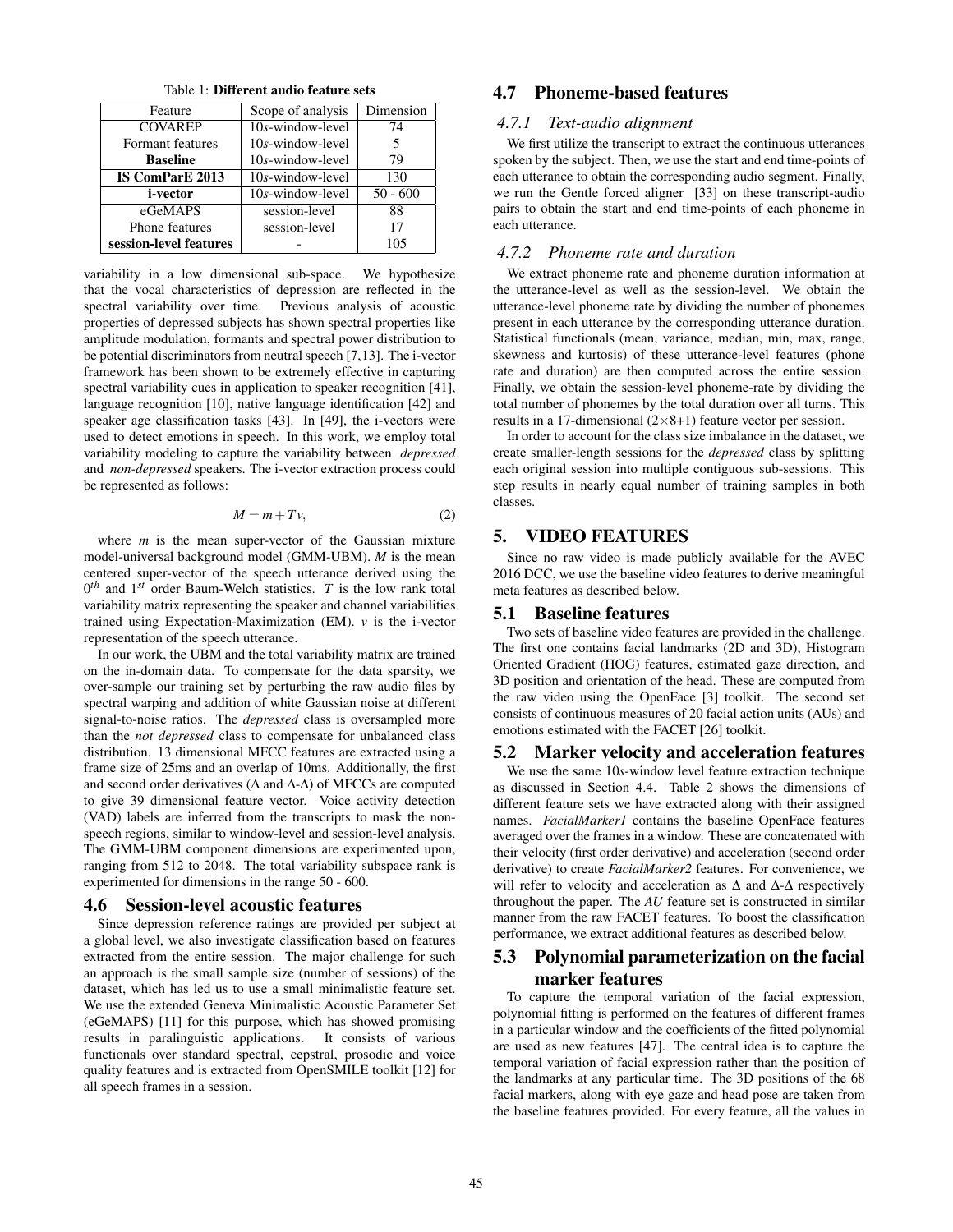Table 1: **Different audio feature sets**

| Feature | Scope of analysis | Dimension |
|---|---|---|
| COVAREP | 10*s*-window-level | 74 |
| Formant features | 10*s*-window-level | 5 |
| **Baseline** | 10*s*-window-level | 79 |
| **IS ComParE 2013** | 10*s*-window-level | 130 |
| **i-vector** | 10*s*-window-level | 50 - 600 |
| eGeMAPS | session-level | 88 |
| Phone features | session-level | 17 |
| **session-level features** | - | 105 |

variability in a low dimensional sub-space. We hypothesize that the vocal characteristics of depression are reflected in the spectral variability over time. Previous analysis of acoustic properties of depressed subjects has shown spectral properties like amplitude modulation, formants and spectral power distribution to be potential discriminators from neutral speech [7,13]. The i-vector framework has been shown to be extremely effective in capturing spectral variability cues in application to speaker recognition [41], language recognition [10], native language identification [42] and speaker age classification tasks [43]. In [49], the i-vectors were used to detect emotions in speech. In this work, we employ total variability modeling to capture the variability between *depressed* and *non-depressed* speakers. The i-vector extraction process could be represented as follows:

$$M = m + Tv, \tag{2}$$

where $m$ is the mean super-vector of the Gaussian mixture model-universal background model (GMM-UBM). $M$ is the mean centered super-vector of the speech utterance derived using the $0^{th}$ and $1^{st}$ order Baum-Welch statistics. $T$ is the low rank total variability matrix representing the speaker and channel variabilities trained using Expectation-Maximization (EM). $v$ is the i-vector representation of the speech utterance.

In our work, the UBM and the total variability matrix are trained on the in-domain data. To compensate for the data sparsity, we over-sample our training set by perturbing the raw audio files by spectral warping and addition of white Gaussian noise at different signal-to-noise ratios. The *depressed* class is oversampled more than the *not depressed* class to compensate for unbalanced class distribution. 13 dimensional MFCC features are extracted using a frame size of 25ms and an overlap of 10ms. Additionally, the first and second order derivatives ($\Delta$ and $\Delta$-$\Delta$) of MFCCs are computed to give 39 dimensional feature vector. Voice activity detection (VAD) labels are inferred from the transcripts to mask the non-speech regions, similar to window-level and session-level analysis. The GMM-UBM component dimensions are experimented upon, ranging from 512 to 2048. The total variability subspace rank is experimented for dimensions in the range 50 - 600.

## 4.6 Session-level acoustic features

Since depression reference ratings are provided per subject at a global level, we also investigate classification based on features extracted from the entire session. The major challenge for such an approach is the small sample size (number of sessions) of the dataset, which has led us to use a small minimalistic feature set. We use the extended Geneva Minimalistic Acoustic Parameter Set (eGeMAPS) [11] for this purpose, which has showed promising results in paralinguistic applications. It consists of various functionals over standard spectral, cepstral, prosodic and voice quality features and is extracted from OpenSMILE toolkit [12] for all speech frames in a session.

## 4.7 Phoneme-based features

### 4.7.1 Text-audio alignment

We first utilize the transcript to extract the continuous utterances spoken by the subject. Then, we use the start and end time-points of each utterance to obtain the corresponding audio segment. Finally, we run the Gentle forced aligner [33] on these transcript-audio pairs to obtain the start and end time-points of each phoneme in each utterance.

### 4.7.2 Phoneme rate and duration

We extract phoneme rate and phoneme duration information at the utterance-level as well as the session-level. We obtain the utterance-level phoneme rate by dividing the number of phonemes present in each utterance by the corresponding utterance duration. Statistical functionals (mean, variance, median, min, max, range, skewness and kurtosis) of these utterance-level features (phone rate and duration) are then computed across the entire session. Finally, we obtain the session-level phoneme-rate by dividing the total number of phonemes by the total duration over all turns. This results in a 17-dimensional ($2 \times 8 + 1$) feature vector per session.

In order to account for the class size imbalance in the dataset, we create smaller-length sessions for the *depressed* class by splitting each original session into multiple contiguous sub-sessions. This step results in nearly equal number of training samples in both classes.

# 5. VIDEO FEATURES

Since no raw video is made publicly available for the AVEC 2016 DCC, we use the baseline video features to derive meaningful meta features as described below.

## 5.1 Baseline features

Two sets of baseline video features are provided in the challenge. The first one contains facial landmarks (2D and 3D), Histogram Oriented Gradient (HOG) features, estimated gaze direction, and 3D position and orientation of the head. These are computed from the raw video using the OpenFace [3] toolkit. The second set consists of continuous measures of 20 facial action units (AUs) and emotions estimated with the FACET [26] toolkit.

## 5.2 Marker velocity and acceleration features

We use the same 10*s*-window level feature extraction technique as discussed in Section 4.4. Table 2 shows the dimensions of different feature sets we have extracted along with their assigned names. *FacialMarker1* contains the baseline OpenFace features averaged over the frames in a window. These are concatenated with their velocity (first order derivative) and acceleration (second order derivative) to create *FacialMarker2* features. For convenience, we will refer to velocity and acceleration as $\Delta$ and $\Delta$-$\Delta$ respectively throughout the paper. The *AU* feature set is constructed in similar manner from the raw FACET features. To boost the classification performance, we extract additional features as described below.

## 5.3 Polynomial parameterization on the facial marker features

To capture the temporal variation of the facial expression, polynomial fitting is performed on the features of different frames in a particular window and the coefficients of the fitted polynomial are used as new features [47]. The central idea is to capture the temporal variation of facial expression rather than the position of the landmarks at any particular time. The 3D positions of the 68 facial markers, along with eye gaze and head pose are taken from the baseline features provided. For every feature, all the values in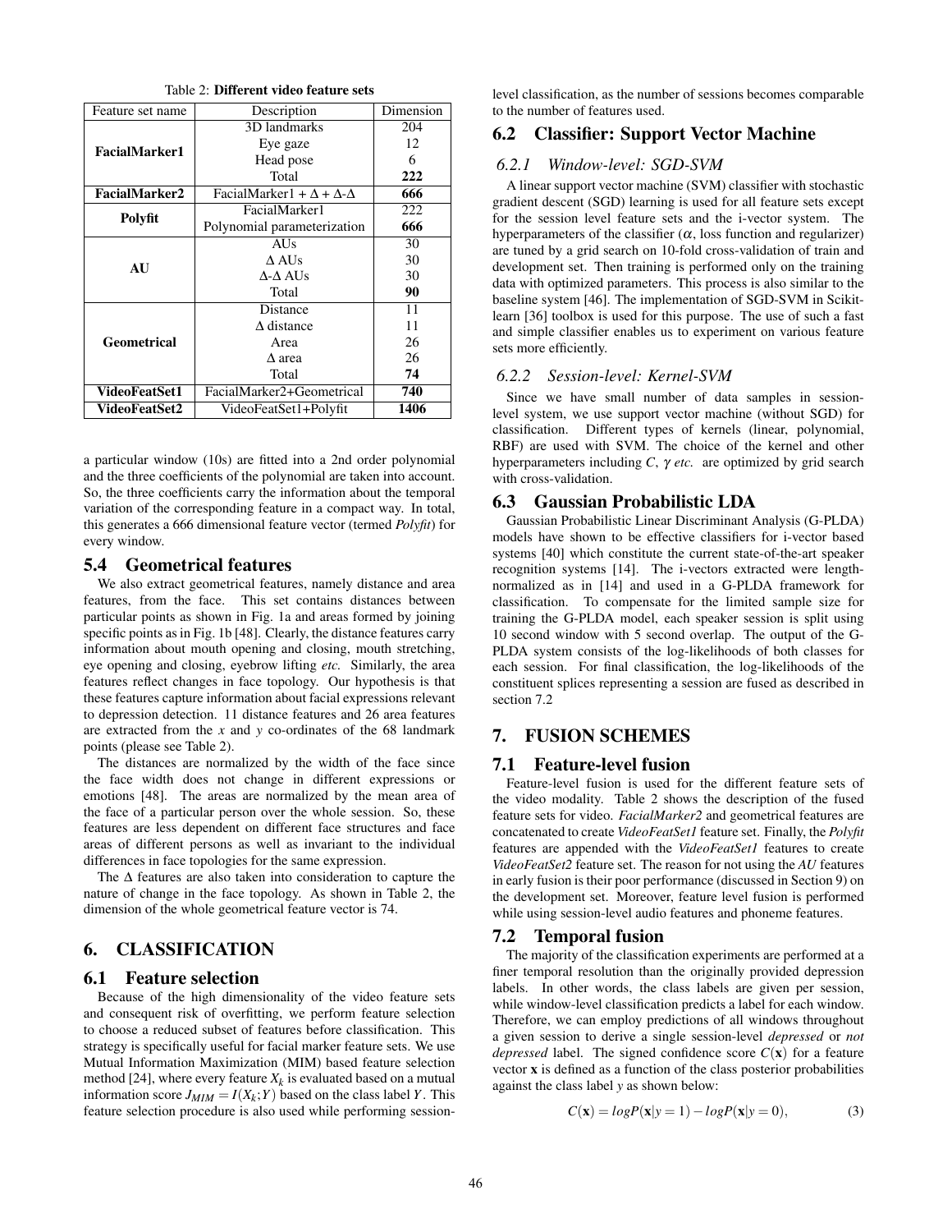Table 2: **Different video feature sets**

| Feature set name | Description | Dimension |
|---|---|---|
| **FacialMarker1** | 3D landmarks | 204 |
| | Eye gaze | 12 |
| | Head pose | 6 |
| | Total | **222** |
| **FacialMarker2** | FacialMarker1 + Δ + Δ-Δ | **666** |
| **Polyfit** | FacialMarker1 | 222 |
| | Polynomial parameterization | **666** |
| **AU** | AUs | 30 |
| | Δ AUs | 30 |
| | Δ-Δ AUs | 30 |
| | Total | **90** |
| **Geometrical** | Distance | 11 |
| | Δ distance | 11 |
| | Area | 26 |
| | Δ area | 26 |
| | Total | **74** |
| **VideoFeatSet1** | FacialMarker2+Geometrical | **740** |
| **VideoFeatSet2** | VideoFeatSet1+Polyfit | **1406** |

a particular window (10s) are fitted into a 2nd order polynomial and the three coefficients of the polynomial are taken into account. So, the three coefficients carry the information about the temporal variation of the corresponding feature in a compact way. In total, this generates a 666 dimensional feature vector (termed *Polyfit*) for every window.

## 5.4 Geometrical features

We also extract geometrical features, namely distance and area features, from the face. This set contains distances between particular points as shown in Fig. 1a and areas formed by joining specific points as in Fig. 1b [48]. Clearly, the distance features carry information about mouth opening and closing, mouth stretching, eye opening and closing, eyebrow lifting *etc.* Similarly, the area features reflect changes in face topology. Our hypothesis is that these features capture information about facial expressions relevant to depression detection. 11 distance features and 26 area features are extracted from the $x$ and $y$ co-ordinates of the 68 landmark points (please see Table 2).

The distances are normalized by the width of the face since the face width does not change in different expressions or emotions [48]. The areas are normalized by the mean area of the face of a particular person over the whole session. So, these features are less dependent on different face structures and face areas of different persons as well as invariant to the individual differences in face topologies for the same expression.

The Δ features are also taken into consideration to capture the nature of change in the face topology. As shown in Table 2, the dimension of the whole geometrical feature vector is 74.

# 6. CLASSIFICATION

## 6.1 Feature selection

Because of the high dimensionality of the video feature sets and consequent risk of overfitting, we perform feature selection to choose a reduced subset of features before classification. This strategy is specifically useful for facial marker feature sets. We use Mutual Information Maximization (MIM) based feature selection method [24], where every feature $X_k$ is evaluated based on a mutual information score $J_{MIM} = I(X_k;Y)$ based on the class label $Y$. This feature selection procedure is also used while performing session-level classification, as the number of sessions becomes comparable to the number of features used.

## 6.2 Classifier: Support Vector Machine

### 6.2.1 Window-level: SGD-SVM

A linear support vector machine (SVM) classifier with stochastic gradient descent (SGD) learning is used for all feature sets except for the session level feature sets and the i-vector system. The hyperparameters of the classifier ($\alpha$, loss function and regularizer) are tuned by a grid search on 10-fold cross-validation of train and development set. Then training is performed only on the training data with optimized parameters. This process is also similar to the baseline system [46]. The implementation of SGD-SVM in Scikit-learn [36] toolbox is used for this purpose. The use of such a fast and simple classifier enables us to experiment on various feature sets more efficiently.

### 6.2.2 Session-level: Kernel-SVM

Since we have small number of data samples in session-level system, we use support vector machine (without SGD) for classification. Different types of kernels (linear, polynomial, RBF) are used with SVM. The choice of the kernel and other hyperparameters including $C$, $\gamma$ *etc.* are optimized by grid search with cross-validation.

## 6.3 Gaussian Probabilistic LDA

Gaussian Probabilistic Linear Discriminant Analysis (G-PLDA) models have shown to be effective classifiers for i-vector based systems [40] which constitute the current state-of-the-art speaker recognition systems [14]. The i-vectors extracted were length-normalized as in [14] and used in a G-PLDA framework for classification. To compensate for the limited sample size for training the G-PLDA model, each speaker session is split using 10 second window with 5 second overlap. The output of the G-PLDA system consists of the log-likelihoods of both classes for each session. For final classification, the log-likelihoods of the constituent splices representing a session are fused as described in section 7.2

# 7. FUSION SCHEMES

## 7.1 Feature-level fusion

Feature-level fusion is used for the different feature sets of the video modality. Table 2 shows the description of the fused feature sets for video. *FacialMarker2* and geometrical features are concatenated to create *VideoFeatSet1* feature set. Finally, the *Polyfit* features are appended with the *VideoFeatSet1* features to create *VideoFeatSet2* feature set. The reason for not using the *AU* features in early fusion is their poor performance (discussed in Section 9) on the development set. Moreover, feature level fusion is performed while using session-level audio features and phoneme features.

## 7.2 Temporal fusion

The majority of the classification experiments are performed at a finer temporal resolution than the originally provided depression labels. In other words, the class labels are given per session, while window-level classification predicts a label for each window. Therefore, we can employ predictions of all windows throughout a given session to derive a single session-level *depressed* or *not depressed* label. The signed confidence score $C(\mathbf{x})$ for a feature vector $\mathbf{x}$ is defined as a function of the class posterior probabilities against the class label $y$ as shown below:

$$C(\mathbf{x}) = logP(\mathbf{x}|y=1) - logP(\mathbf{x}|y=0), \tag{3}$$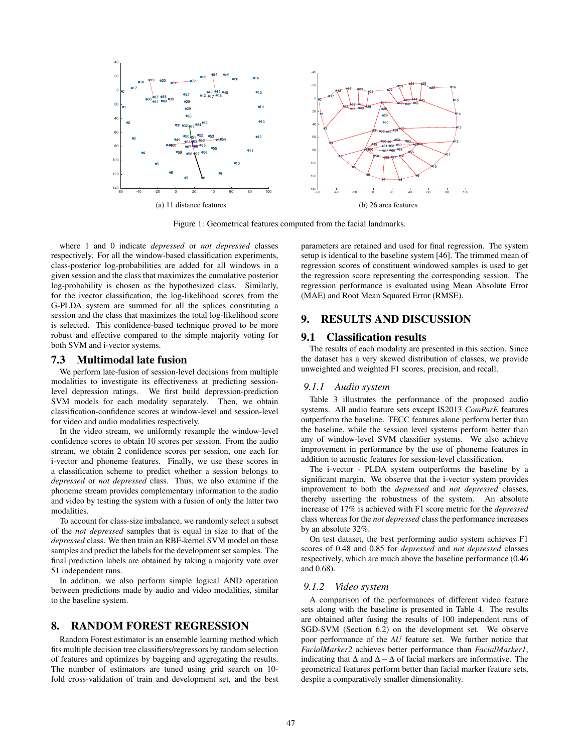(a) 11 distance features

(b) 26 area features

Figure 1: Geometrical features computed from the facial landmarks.

where 1 and 0 indicate *depressed* or *not depressed* classes respectively. For all the window-based classification experiments, class-posterior log-probabilities are added for all windows in a given session and the class that maximizes the cumulative posterior log-probability is chosen as the hypothesized class. Similarly, for the ivector classification, the log-likelihood scores from the G-PLDA system are summed for all the splices constituting a session and the class that maximizes the total log-likelihood score is selected. This confidence-based technique proved to be more robust and effective compared to the simple majority voting for both SVM and i-vector systems.

## 7.3 Multimodal late fusion

We perform late-fusion of session-level decisions from multiple modalities to investigate its effectiveness at predicting session-level depression ratings. We first build depression-prediction SVM models for each modality separately. Then, we obtain classification-confidence scores at window-level and session-level for video and audio modalities respectively.

In the video stream, we uniformly resample the window-level confidence scores to obtain 10 scores per session. From the audio stream, we obtain 2 confidence scores per session, one each for i-vector and phoneme features. Finally, we use these scores in a classification scheme to predict whether a session belongs to *depressed* or *not depressed* class. Thus, we also examine if the phoneme stream provides complementary information to the audio and video by testing the system with a fusion of only the latter two modalities.

To account for class-size imbalance, we randomly select a subset of the *not depressed* samples that is equal in size to that of the *depressed* class. We then train an RBF-kernel SVM model on these samples and predict the labels for the development set samples. The final prediction labels are obtained by taking a majority vote over 51 independent runs.

In addition, we also perform simple logical AND operation between predictions made by audio and video modalities, similar to the baseline system.

# 8. RANDOM FOREST REGRESSION

Random Forest estimator is an ensemble learning method which fits multiple decision tree classifiers/regressors by random selection of features and optimizes by bagging and aggregating the results. The number of estimators are tuned using grid search on 10-fold cross-validation of train and development set, and the best parameters are retained and used for final regression. The system setup is identical to the baseline system [46]. The trimmed mean of regression scores of constituent windowed samples is used to get the regression score representing the corresponding session. The regression performance is evaluated using Mean Absolute Error (MAE) and Root Mean Squared Error (RMSE).

# 9. RESULTS AND DISCUSSION

## 9.1 Classification results

The results of each modality are presented in this section. Since the dataset has a very skewed distribution of classes, we provide unweighted and weighted F1 scores, precision, and recall.

### 9.1.1 Audio system

Table 3 illustrates the performance of the proposed audio systems. All audio feature sets except IS2013 *ComParE* features outperform the baseline. TECC features alone perform better than the baseline, while the session level systems perform better than any of window-level SVM classifier systems. We also achieve improvement in performance by the use of phoneme features in addition to acoustic features for session-level classification.

The i-vector - PLDA system outperforms the baseline by a significant margin. We observe that the i-vector system provides improvement to both the *depressed* and *not depressed* classes, thereby asserting the robustness of the system. An absolute increase of 17% is achieved with F1 score metric for the *depressed* class whereas for the *not depressed* class the performance increases by an absolute 32%.

On test dataset, the best performing audio system achieves F1 scores of 0.48 and 0.85 for *depressed* and *not depressed* classes respectively, which are much above the baseline performance (0.46 and 0.68).

### 9.1.2 Video system

A comparison of the performances of different video feature sets along with the baseline is presented in Table 4. The results are obtained after fusing the results of 100 independent runs of SGD-SVM (Section 6.2) on the development set. We observe poor performance of the *AU* feature set. We further notice that *FacialMarker2* achieves better performance than *FacialMarker1*, indicating that $\Delta$ and $\Delta - \Delta$ of facial markers are informative. The geometrical features perform better than facial marker feature sets, despite a comparatively smaller dimensionality.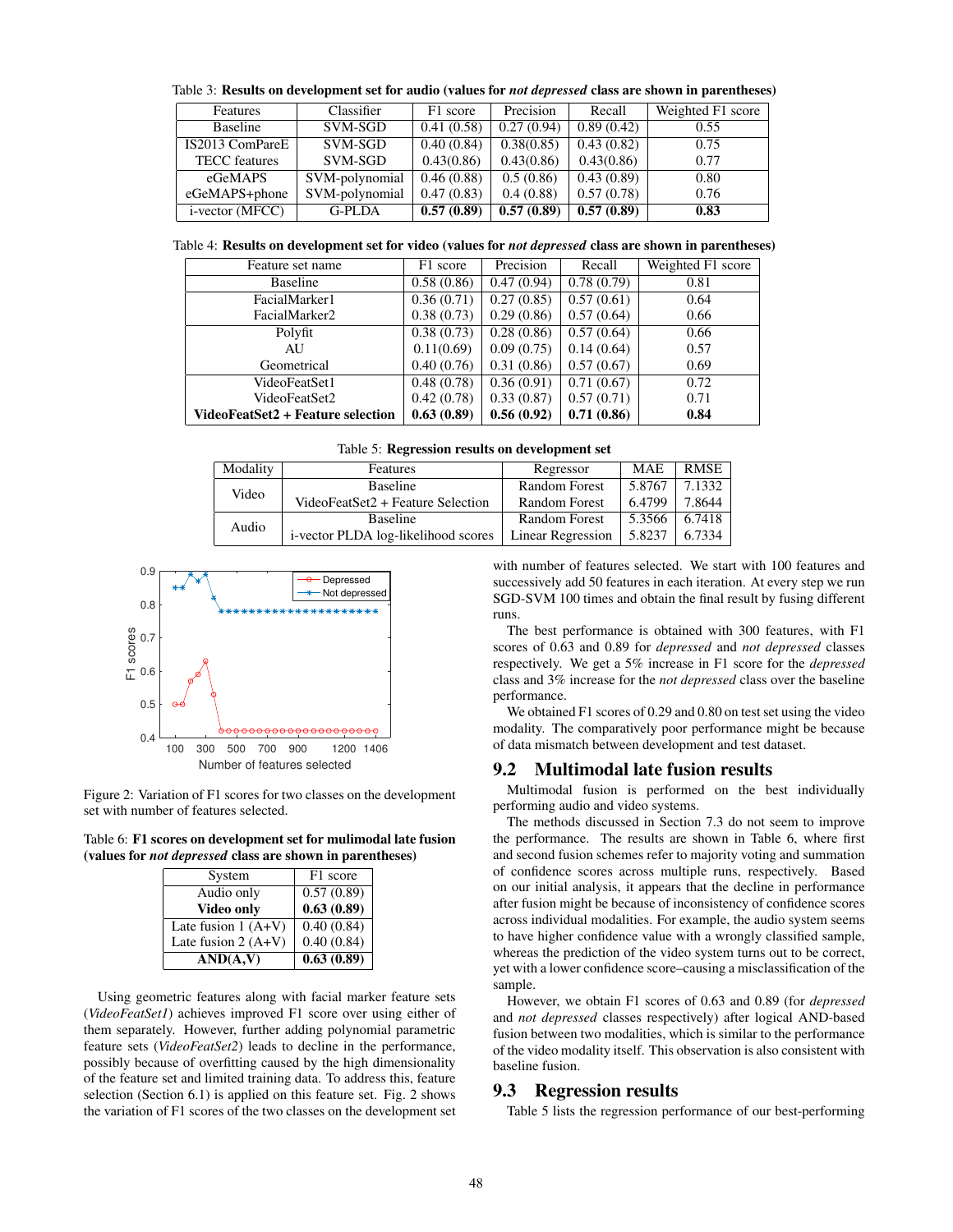Table 3: **Results on development set for audio (values for *not depressed* class are shown in parentheses)**

| Features | Classifier | F1 score | Precision | Recall | Weighted F1 score |
|---|---|---|---|---|---|
| Baseline | SVM-SGD | 0.41 (0.58) | 0.27 (0.94) | 0.89 (0.42) | 0.55 |
| IS2013 ComParE | SVM-SGD | 0.40 (0.84) | 0.38(0.85) | 0.43 (0.82) | 0.75 |
| TECC features | SVM-SGD | 0.43(0.86) | 0.43(0.86) | 0.43(0.86) | 0.77 |
| eGeMAPS | SVM-polynomial | 0.46 (0.88) | 0.5 (0.86) | 0.43 (0.89) | 0.80 |
| eGeMAPS+phone | SVM-polynomial | 0.47 (0.83) | 0.4 (0.88) | 0.57 (0.78) | 0.76 |
| i-vector (MFCC) | G-PLDA | **0.57 (0.89)** | **0.57 (0.89)** | **0.57 (0.89)** | **0.83** |

Table 4: **Results on development set for video (values for *not depressed* class are shown in parentheses)**

| Feature set name | F1 score | Precision | Recall | Weighted F1 score |
|---|---|---|---|---|
| Baseline | 0.58 (0.86) | 0.47 (0.94) | 0.78 (0.79) | 0.81 |
| FacialMarker1 | 0.36 (0.71) | 0.27 (0.85) | 0.57 (0.61) | 0.64 |
| FacialMarker2 | 0.38 (0.73) | 0.29 (0.86) | 0.57 (0.64) | 0.66 |
| Polyfit | 0.38 (0.73) | 0.28 (0.86) | 0.57 (0.64) | 0.66 |
| AU | 0.11(0.69) | 0.09 (0.75) | 0.14 (0.64) | 0.57 |
| Geometrical | 0.40 (0.76) | 0.31 (0.86) | 0.57 (0.67) | 0.69 |
| VideoFeatSet1 | 0.48 (0.78) | 0.36 (0.91) | 0.71 (0.67) | 0.72 |
| VideoFeatSet2 | 0.42 (0.78) | 0.33 (0.87) | 0.57 (0.71) | 0.71 |
| **VideoFeatSet2 + Feature selection** | **0.63 (0.89)** | **0.56 (0.92)** | **0.71 (0.86)** | **0.84** |

Table 5: **Regression results on development set**

| Modality | Features | Regressor | MAE | RMSE |
|---|---|---|---|---|
| Video | Baseline | Random Forest | 5.8767 | 7.1332 |
| | VideoFeatSet2 + Feature Selection | Random Forest | 6.4799 | 7.8644 |
| Audio | Baseline | Random Forest | 5.3566 | 6.7418 |
| | i-vector PLDA log-likelihood scores | Linear Regression | 5.8237 | 6.7334 |

Figure 2: Variation of F1 scores for two classes on the development set with number of features selected.

Table 6: **F1 scores on development set for mulimodal late fusion (values for *not depressed* class are shown in parentheses)**

| System | F1 score |
|---|---|
| Audio only | 0.57 (0.89) |
| **Video only** | **0.63 (0.89)** |
| Late fusion 1 (A+V) | 0.40 (0.84) |
| Late fusion 2 (A+V) | 0.40 (0.84) |
| **AND(A,V)** | **0.63 (0.89)** |

Using geometric features along with facial marker feature sets (*VideoFeatSet1*) achieves improved F1 score over using either of them separately. However, further adding polynomial parametric feature sets (*VideoFeatSet2*) leads to decline in the performance, possibly because of overfitting caused by the high dimensionality of the feature set and limited training data. To address this, feature selection (Section 6.1) is applied on this feature set. Fig. 2 shows the variation of F1 scores of the two classes on the development set with number of features selected. We start with 100 features and successively add 50 features in each iteration. At every step we run SGD-SVM 100 times and obtain the final result by fusing different runs.

The best performance is obtained with 300 features, with F1 scores of 0.63 and 0.89 for *depressed* and *not depressed* classes respectively. We get a 5% increase in F1 score for the *depressed* class and 3% increase for the *not depressed* class over the baseline performance.

We obtained F1 scores of 0.29 and 0.80 on test set using the video modality. The comparatively poor performance might be because of data mismatch between development and test dataset.

## 9.2 Multimodal late fusion results

Multimodal fusion is performed on the best individually performing audio and video systems.

The methods discussed in Section 7.3 do not seem to improve the performance. The results are shown in Table 6, where first and second fusion schemes refer to majority voting and summation of confidence scores across multiple runs, respectively. Based on our initial analysis, it appears that the decline in performance after fusion might be because of inconsistency of confidence scores across individual modalities. For example, the audio system seems to have higher confidence value with a wrongly classified sample, whereas the prediction of the video system turns out to be correct, yet with a lower confidence score–causing a misclassification of the sample.

However, we obtain F1 scores of 0.63 and 0.89 (for *depressed* and *not depressed* classes respectively) after logical AND-based fusion between two modalities, which is similar to the performance of the video modality itself. This observation is also consistent with baseline fusion.

## 9.3 Regression results

Table 5 lists the regression performance of our best-performing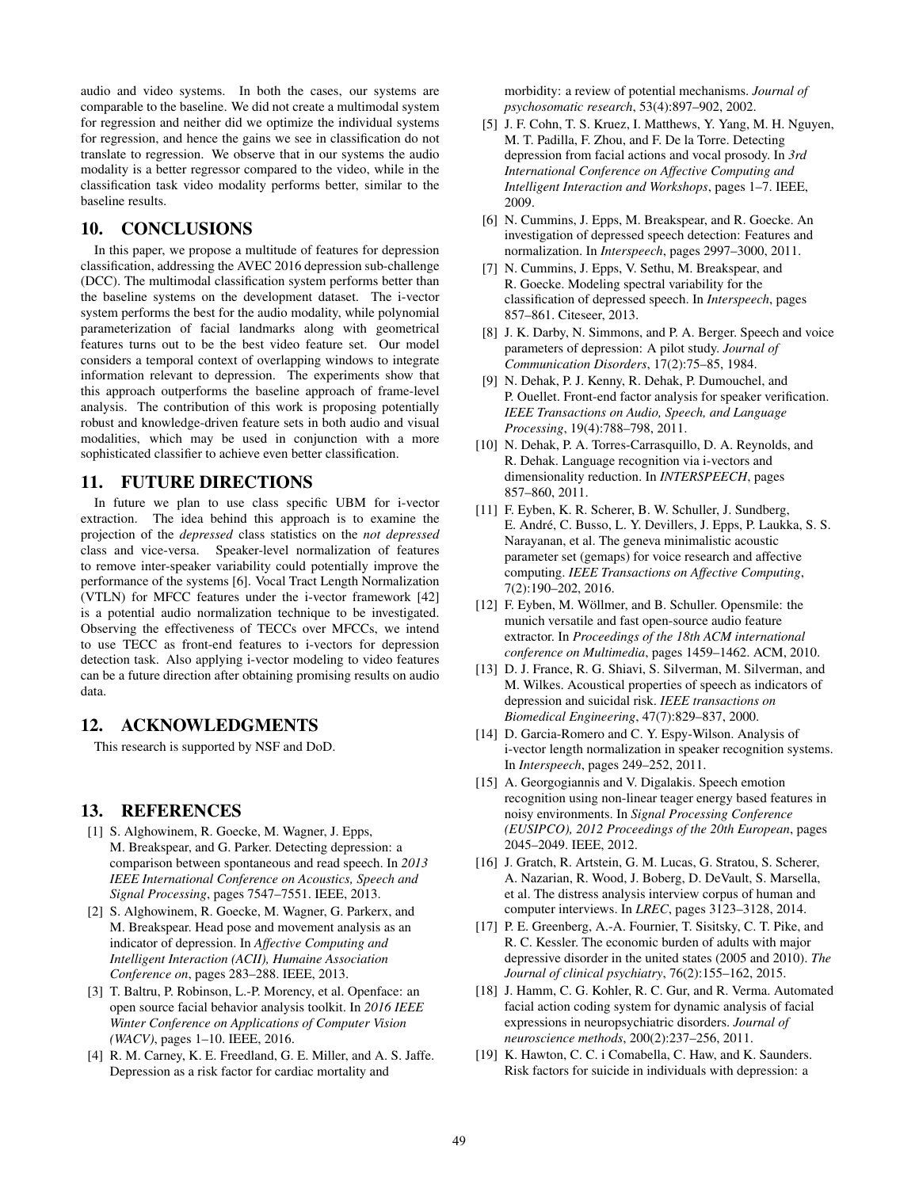audio and video systems. In both the cases, our systems are comparable to the baseline. We did not create a multimodal system for regression and neither did we optimize the individual systems for regression, and hence the gains we see in classification do not translate to regression. We observe that in our systems the audio modality is a better regressor compared to the video, while in the classification task video modality performs better, similar to the baseline results.

## 10. CONCLUSIONS

In this paper, we propose a multitude of features for depression classification, addressing the AVEC 2016 depression sub-challenge (DCC). The multimodal classification system performs better than the baseline systems on the development dataset. The i-vector system performs the best for the audio modality, while polynomial parameterization of facial landmarks along with geometrical features turns out to be the best video feature set. Our model considers a temporal context of overlapping windows to integrate information relevant to depression. The experiments show that this approach outperforms the baseline approach of frame-level analysis. The contribution of this work is proposing potentially robust and knowledge-driven feature sets in both audio and visual modalities, which may be used in conjunction with a more sophisticated classifier to achieve even better classification.

## 11. FUTURE DIRECTIONS

In future we plan to use class specific UBM for i-vector extraction. The idea behind this approach is to examine the projection of the *depressed* class statistics on the *not depressed* class and vice-versa. Speaker-level normalization of features to remove inter-speaker variability could potentially improve the performance of the systems [6]. Vocal Tract Length Normalization (VTLN) for MFCC features under the i-vector framework [42] is a potential audio normalization technique to be investigated. Observing the effectiveness of TECCs over MFCCs, we intend to use TECC as front-end features to i-vectors for depression detection task. Also applying i-vector modeling to video features can be a future direction after obtaining promising results on audio data.

## 12. ACKNOWLEDGMENTS

This research is supported by NSF and DoD.

## 13. REFERENCES

[1] S. Alghowinem, R. Goecke, M. Wagner, J. Epps, M. Breakspear, and G. Parker. Detecting depression: a comparison between spontaneous and read speech. In *2013 IEEE International Conference on Acoustics, Speech and Signal Processing*, pages 7547–7551. IEEE, 2013.

[2] S. Alghowinem, R. Goecke, M. Wagner, G. Parkerx, and M. Breakspear. Head pose and movement analysis as an indicator of depression. In *Affective Computing and Intelligent Interaction (ACII), Humaine Association Conference on*, pages 283–288. IEEE, 2013.

[3] T. Baltru, P. Robinson, L.-P. Morency, et al. Openface: an open source facial behavior analysis toolkit. In *2016 IEEE Winter Conference on Applications of Computer Vision (WACV)*, pages 1–10. IEEE, 2016.

[4] R. M. Carney, K. E. Freedland, G. E. Miller, and A. S. Jaffe. Depression as a risk factor for cardiac mortality and morbidity: a review of potential mechanisms. *Journal of psychosomatic research*, 53(4):897–902, 2002.

[5] J. F. Cohn, T. S. Kruez, I. Matthews, Y. Yang, M. H. Nguyen, M. T. Padilla, F. Zhou, and F. De la Torre. Detecting depression from facial actions and vocal prosody. In *3rd International Conference on Affective Computing and Intelligent Interaction and Workshops*, pages 1–7. IEEE, 2009.

[6] N. Cummins, J. Epps, M. Breakspear, and R. Goecke. An investigation of depressed speech detection: Features and normalization. In *Interspeech*, pages 2997–3000, 2011.

[7] N. Cummins, J. Epps, V. Sethu, M. Breakspear, and R. Goecke. Modeling spectral variability for the classification of depressed speech. In *Interspeech*, pages 857–861. Citeseer, 2013.

[8] J. K. Darby, N. Simmons, and P. A. Berger. Speech and voice parameters of depression: A pilot study. *Journal of Communication Disorders*, 17(2):75–85, 1984.

[9] N. Dehak, P. J. Kenny, R. Dehak, P. Dumouchel, and P. Ouellet. Front-end factor analysis for speaker verification. *IEEE Transactions on Audio, Speech, and Language Processing*, 19(4):788–798, 2011.

[10] N. Dehak, P. A. Torres-Carrasquillo, D. A. Reynolds, and R. Dehak. Language recognition via i-vectors and dimensionality reduction. In *INTERSPEECH*, pages 857–860, 2011.

[11] F. Eyben, K. R. Scherer, B. W. Schuller, J. Sundberg, E. André, C. Busso, L. Y. Devillers, J. Epps, P. Laukka, S. S. Narayanan, et al. The geneva minimalistic acoustic parameter set (gemaps) for voice research and affective computing. *IEEE Transactions on Affective Computing*, 7(2):190–202, 2016.

[12] F. Eyben, M. Wöllmer, and B. Schuller. Opensmile: the munich versatile and fast open-source audio feature extractor. In *Proceedings of the 18th ACM international conference on Multimedia*, pages 1459–1462. ACM, 2010.

[13] D. J. France, R. G. Shiavi, S. Silverman, M. Silverman, and M. Wilkes. Acoustical properties of speech as indicators of depression and suicidal risk. *IEEE transactions on Biomedical Engineering*, 47(7):829–837, 2000.

[14] D. Garcia-Romero and C. Y. Espy-Wilson. Analysis of i-vector length normalization in speaker recognition systems. In *Interspeech*, pages 249–252, 2011.

[15] A. Georgogiannis and V. Digalakis. Speech emotion recognition using non-linear teager energy based features in noisy environments. In *Signal Processing Conference (EUSIPCO), 2012 Proceedings of the 20th European*, pages 2045–2049. IEEE, 2012.

[16] J. Gratch, R. Artstein, G. M. Lucas, G. Stratou, S. Scherer, A. Nazarian, R. Wood, J. Boberg, D. DeVault, S. Marsella, et al. The distress analysis interview corpus of human and computer interviews. In *LREC*, pages 3123–3128, 2014.

[17] P. E. Greenberg, A.-A. Fournier, T. Sisitsky, C. T. Pike, and R. C. Kessler. The economic burden of adults with major depressive disorder in the united states (2005 and 2010). *The Journal of clinical psychiatry*, 76(2):155–162, 2015.

[18] J. Hamm, C. G. Kohler, R. C. Gur, and R. Verma. Automated facial action coding system for dynamic analysis of facial expressions in neuropsychiatric disorders. *Journal of neuroscience methods*, 200(2):237–256, 2011.

[19] K. Hawton, C. C. i Comabella, C. Haw, and K. Saunders. Risk factors for suicide in individuals with depression: a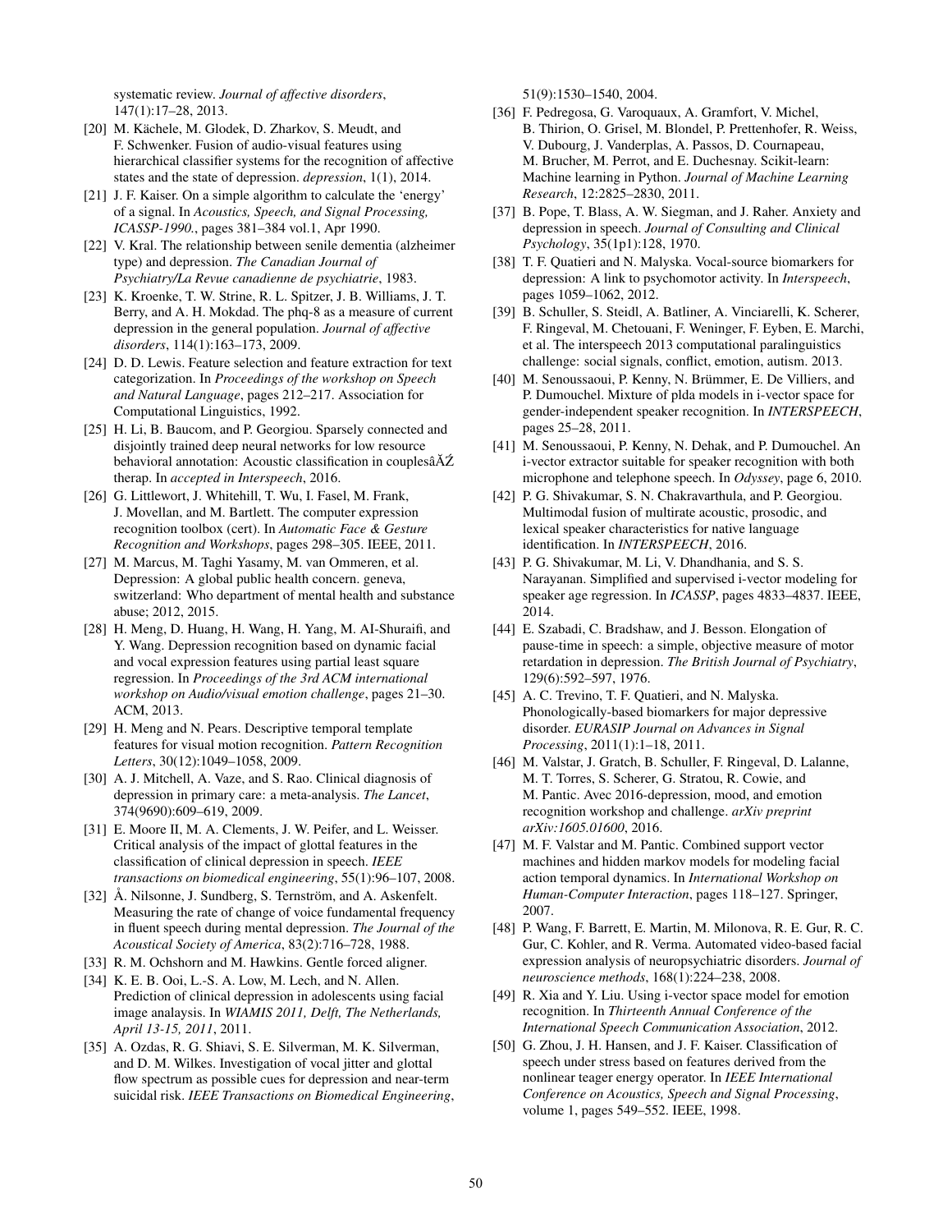systematic review. *Journal of affective disorders*, 147(1):17–28, 2013.

[20] M. Kächele, M. Glodek, D. Zharkov, S. Meudt, and F. Schwenker. Fusion of audio-visual features using hierarchical classifier systems for the recognition of affective states and the state of depression. *depression*, 1(1), 2014.

[21] J. F. Kaiser. On a simple algorithm to calculate the 'energy' of a signal. In *Acoustics, Speech, and Signal Processing, ICASSP-1990.*, pages 381–384 vol.1, Apr 1990.

[22] V. Kral. The relationship between senile dementia (alzheimer type) and depression. *The Canadian Journal of Psychiatry/La Revue canadienne de psychiatrie*, 1983.

[23] K. Kroenke, T. W. Strine, R. L. Spitzer, J. B. Williams, J. T. Berry, and A. H. Mokdad. The phq-8 as a measure of current depression in the general population. *Journal of affective disorders*, 114(1):163–173, 2009.

[24] D. D. Lewis. Feature selection and feature extraction for text categorization. In *Proceedings of the workshop on Speech and Natural Language*, pages 212–217. Association for Computational Linguistics, 1992.

[25] H. Li, B. Baucom, and P. Georgiou. Sparsely connected and disjointly trained deep neural networks for low resource behavioral annotation: Acoustic classification in couplesâĂŹ therap. In *accepted in Interspeech*, 2016.

[26] G. Littlewort, J. Whitehill, T. Wu, I. Fasel, M. Frank, J. Movellan, and M. Bartlett. The computer expression recognition toolbox (cert). In *Automatic Face & Gesture Recognition and Workshops*, pages 298–305. IEEE, 2011.

[27] M. Marcus, M. Taghi Yasamy, M. van Ommeren, et al. Depression: A global public health concern. geneva, switzerland: Who department of mental health and substance abuse; 2012, 2015.

[28] H. Meng, D. Huang, H. Wang, H. Yang, M. AI-Shuraifi, and Y. Wang. Depression recognition based on dynamic facial and vocal expression features using partial least square regression. In *Proceedings of the 3rd ACM international workshop on Audio/visual emotion challenge*, pages 21–30. ACM, 2013.

[29] H. Meng and N. Pears. Descriptive temporal template features for visual motion recognition. *Pattern Recognition Letters*, 30(12):1049–1058, 2009.

[30] A. J. Mitchell, A. Vaze, and S. Rao. Clinical diagnosis of depression in primary care: a meta-analysis. *The Lancet*, 374(9690):609–619, 2009.

[31] E. Moore II, M. A. Clements, J. W. Peifer, and L. Weisser. Critical analysis of the impact of glottal features in the classification of clinical depression in speech. *IEEE transactions on biomedical engineering*, 55(1):96–107, 2008.

[32] Å. Nilsonne, J. Sundberg, S. Ternström, and A. Askenfelt. Measuring the rate of change of voice fundamental frequency in fluent speech during mental depression. *The Journal of the Acoustical Society of America*, 83(2):716–728, 1988.

[33] R. M. Ochshorn and M. Hawkins. Gentle forced aligner.

[34] K. E. B. Ooi, L.-S. A. Low, M. Lech, and N. Allen. Prediction of clinical depression in adolescents using facial image analaysis. In *WIAMIS 2011, Delft, The Netherlands, April 13-15, 2011*, 2011.

[35] A. Ozdas, R. G. Shiavi, S. E. Silverman, M. K. Silverman, and D. M. Wilkes. Investigation of vocal jitter and glottal flow spectrum as possible cues for depression and near-term suicidal risk. *IEEE Transactions on Biomedical Engineering*, 51(9):1530–1540, 2004.

[36] F. Pedregosa, G. Varoquaux, A. Gramfort, V. Michel, B. Thirion, O. Grisel, M. Blondel, P. Prettenhofer, R. Weiss, V. Dubourg, J. Vanderplas, A. Passos, D. Cournapeau, M. Brucher, M. Perrot, and E. Duchesnay. Scikit-learn: Machine learning in Python. *Journal of Machine Learning Research*, 12:2825–2830, 2011.

[37] B. Pope, T. Blass, A. W. Siegman, and J. Raher. Anxiety and depression in speech. *Journal of Consulting and Clinical Psychology*, 35(1p1):128, 1970.

[38] T. F. Quatieri and N. Malyska. Vocal-source biomarkers for depression: A link to psychomotor activity. In *Interspeech*, pages 1059–1062, 2012.

[39] B. Schuller, S. Steidl, A. Batliner, A. Vinciarelli, K. Scherer, F. Ringeval, M. Chetouani, F. Weninger, F. Eyben, E. Marchi, et al. The interspeech 2013 computational paralinguistics challenge: social signals, conflict, emotion, autism. 2013.

[40] M. Senoussaoui, P. Kenny, N. Brümmer, E. De Villiers, and P. Dumouchel. Mixture of plda models in i-vector space for gender-independent speaker recognition. In *INTERSPEECH*, pages 25–28, 2011.

[41] M. Senoussaoui, P. Kenny, N. Dehak, and P. Dumouchel. An i-vector extractor suitable for speaker recognition with both microphone and telephone speech. In *Odyssey*, page 6, 2010.

[42] P. G. Shivakumar, S. N. Chakravarthula, and P. Georgiou. Multimodal fusion of multirate acoustic, prosodic, and lexical speaker characteristics for native language identification. In *INTERSPEECH*, 2016.

[43] P. G. Shivakumar, M. Li, V. Dhandhania, and S. S. Narayanan. Simplified and supervised i-vector modeling for speaker age regression. In *ICASSP*, pages 4833–4837. IEEE, 2014.

[44] E. Szabadi, C. Bradshaw, and J. Besson. Elongation of pause-time in speech: a simple, objective measure of motor retardation in depression. *The British Journal of Psychiatry*, 129(6):592–597, 1976.

[45] A. C. Trevino, T. F. Quatieri, and N. Malyska. Phonologically-based biomarkers for major depressive disorder. *EURASIP Journal on Advances in Signal Processing*, 2011(1):1–18, 2011.

[46] M. Valstar, J. Gratch, B. Schuller, F. Ringeval, D. Lalanne, M. T. Torres, S. Scherer, G. Stratou, R. Cowie, and M. Pantic. Avec 2016-depression, mood, and emotion recognition workshop and challenge. *arXiv preprint arXiv:1605.01600*, 2016.

[47] M. F. Valstar and M. Pantic. Combined support vector machines and hidden markov models for modeling facial action temporal dynamics. In *International Workshop on Human-Computer Interaction*, pages 118–127. Springer, 2007.

[48] P. Wang, F. Barrett, E. Martin, M. Milonova, R. E. Gur, R. C. Gur, C. Kohler, and R. Verma. Automated video-based facial expression analysis of neuropsychiatric disorders. *Journal of neuroscience methods*, 168(1):224–238, 2008.

[49] R. Xia and Y. Liu. Using i-vector space model for emotion recognition. In *Thirteenth Annual Conference of the International Speech Communication Association*, 2012.

[50] G. Zhou, J. H. Hansen, and J. F. Kaiser. Classification of speech under stress based on features derived from the nonlinear teager energy operator. In *IEEE International Conference on Acoustics, Speech and Signal Processing*, volume 1, pages 549–552. IEEE, 1998.